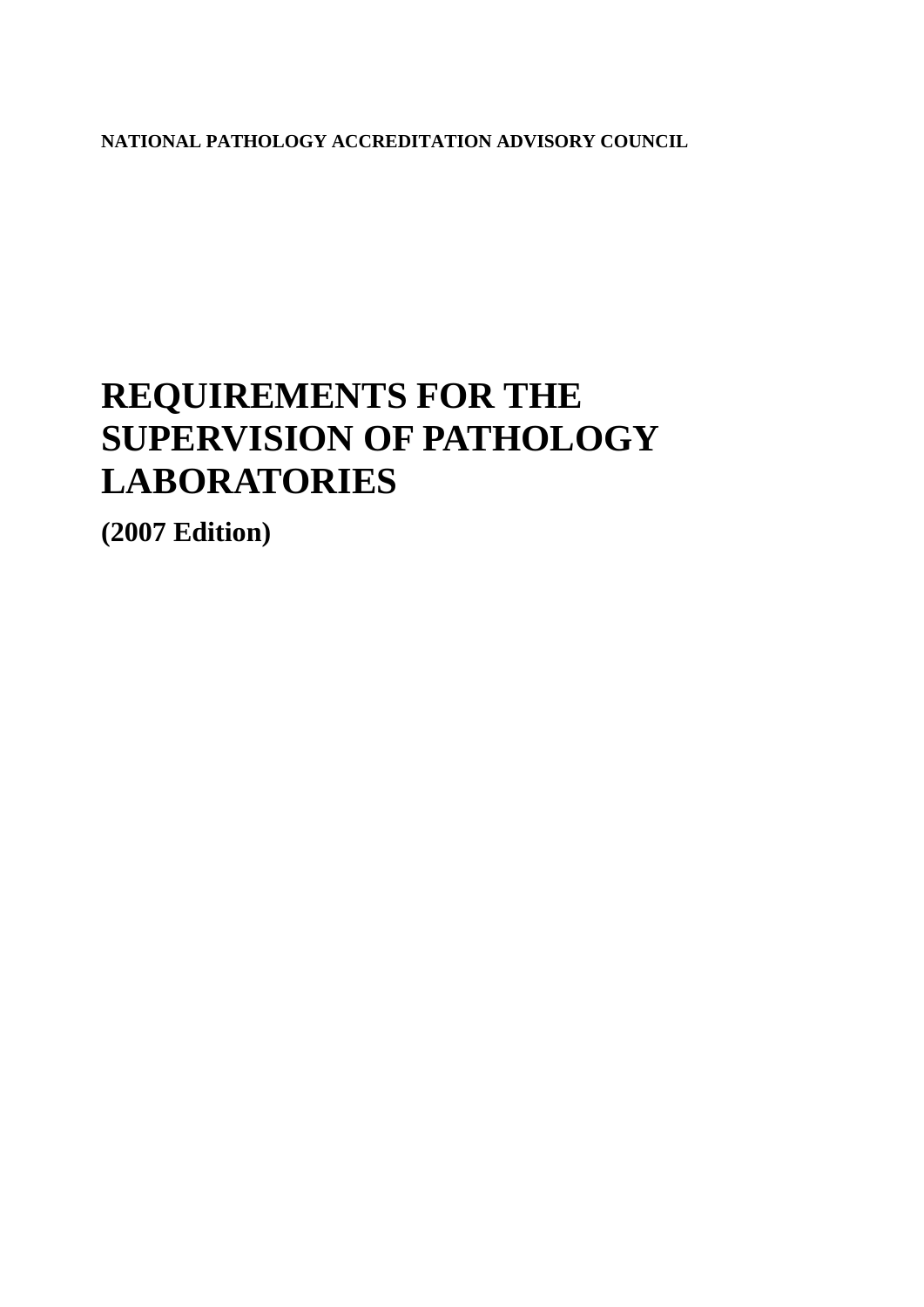**NATIONAL PATHOLOGY ACCREDITATION ADVISORY COUNCIL**

# REQUIREMENTS FOR THE SUPERVISION OF PATHOLOGY LABORATORIES

**(2007 Edition)**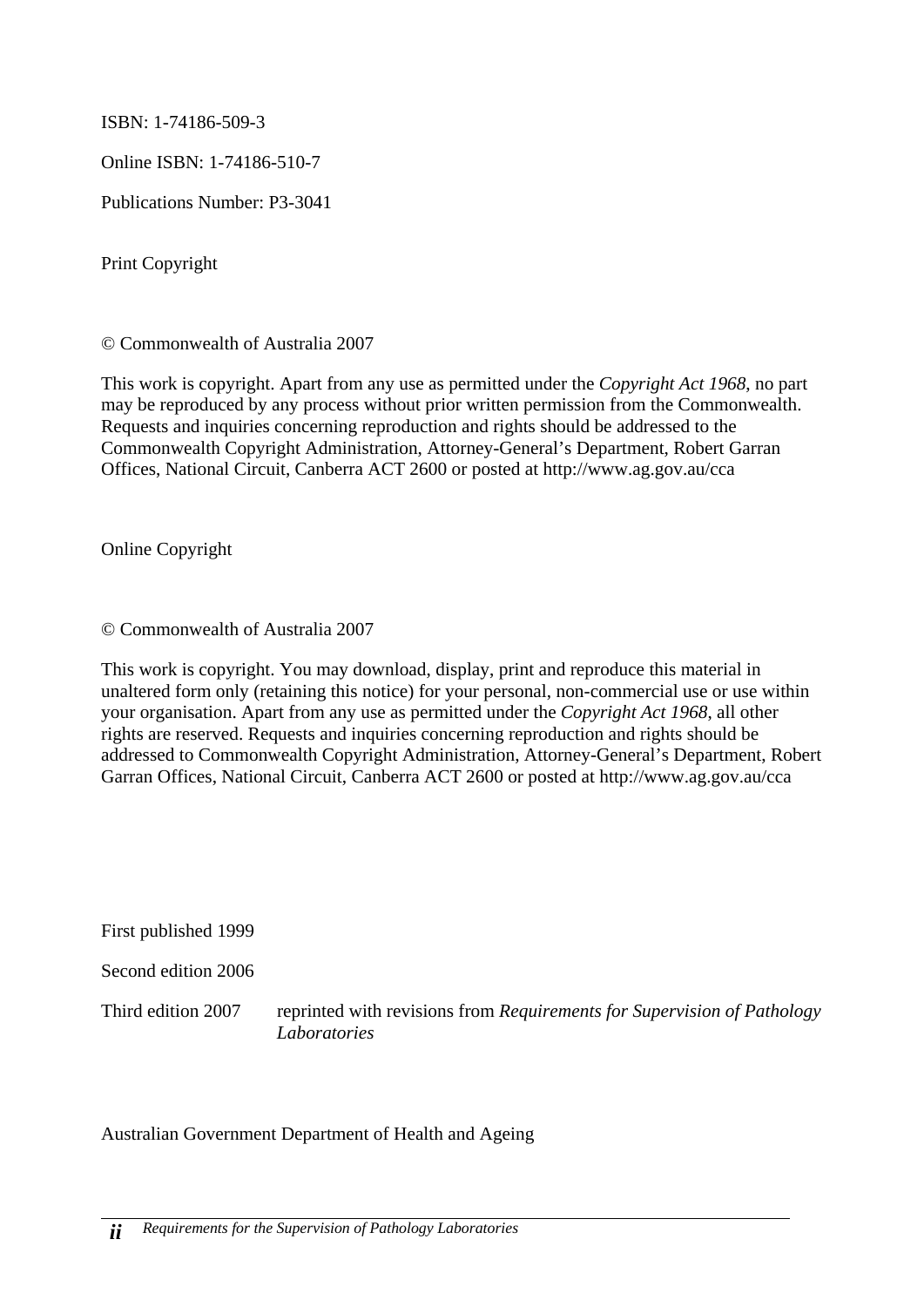ISBN: 1-74186-509-3

Online ISBN: 1-74186-510-7

Publications Number: P3-3041

Print Copyright

© Commonwealth of Australia 2007

This work is copyright. Apart from any use as permitted under the *Copyright Act 1968*, no part may be reproduced by any process without prior written permission from the Commonwealth. Requests and inquiries concerning reproduction and rights should be addressed to the Commonwealth Copyright Administration, Attorney-General's Department, Robert Garran Offices, National Circuit, Canberra ACT 2600 or posted at http://www.ag.gov.au/cca

Online Copyright

© Commonwealth of Australia 2007

This work is copyright. You may download, display, print and reproduce this material in unaltered form only (retaining this notice) for your personal, non-commercial use or use within your organisation. Apart from any use as permitted under the *Copyright Act 1968*, all other rights are reserved. Requests and inquiries concerning reproduction and rights should be addressed to Commonwealth Copyright Administration, Attorney-General's Department, Robert Garran Offices, National Circuit, Canberra ACT 2600 or posted at http://www.ag.gov.au/cca

First published 1999

Second edition 2006

Third edition 2007 reprinted with revisions from *Requirements for Supervision of Pathology Laboratories*

Australian Government Department of Health and Ageing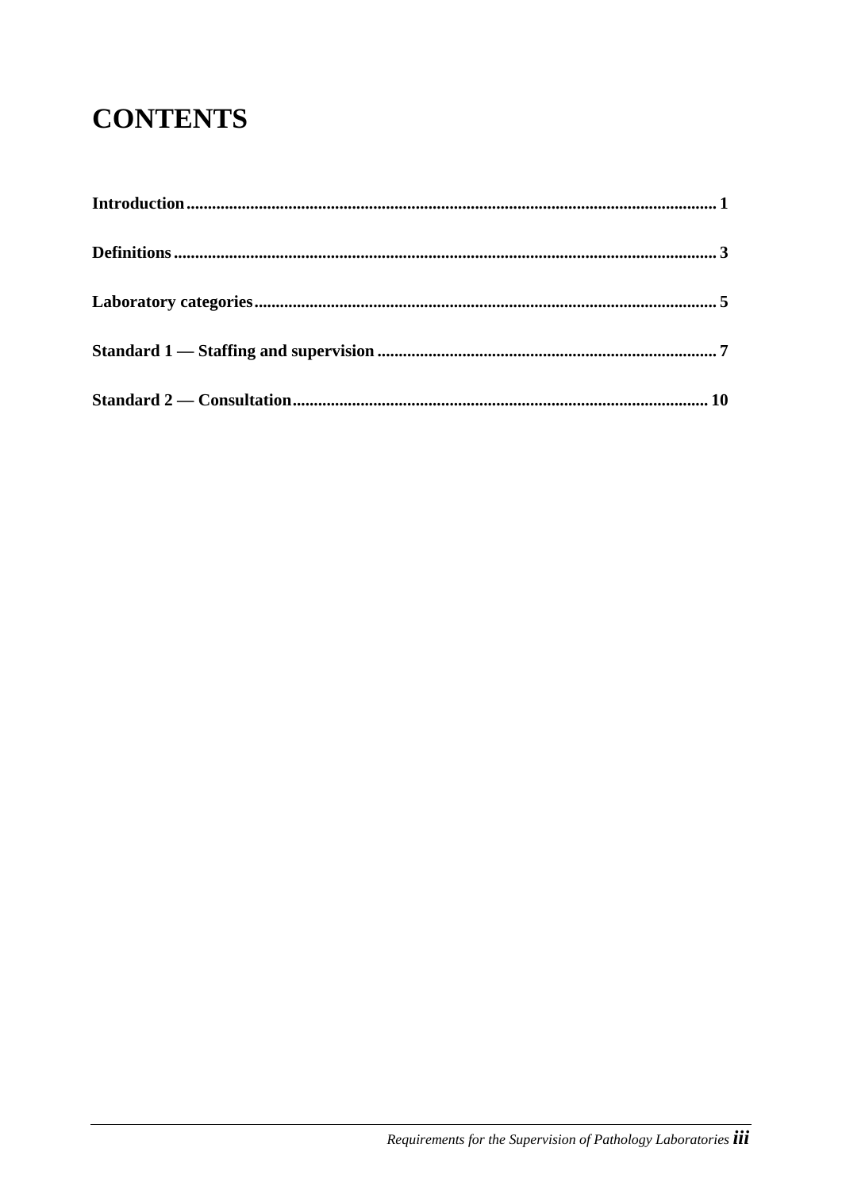# CONTENTS

**Introduction** ........................................................................................................................... **1**

**Definitions** ............................................................................................................................... **3**

**Laboratory categories** ........................................................................................................... **5**

**Standard 1 — Staffing and supervision** ............................................................................... **7**

**Standard 2 — Consultation** ................................................................................................. **10**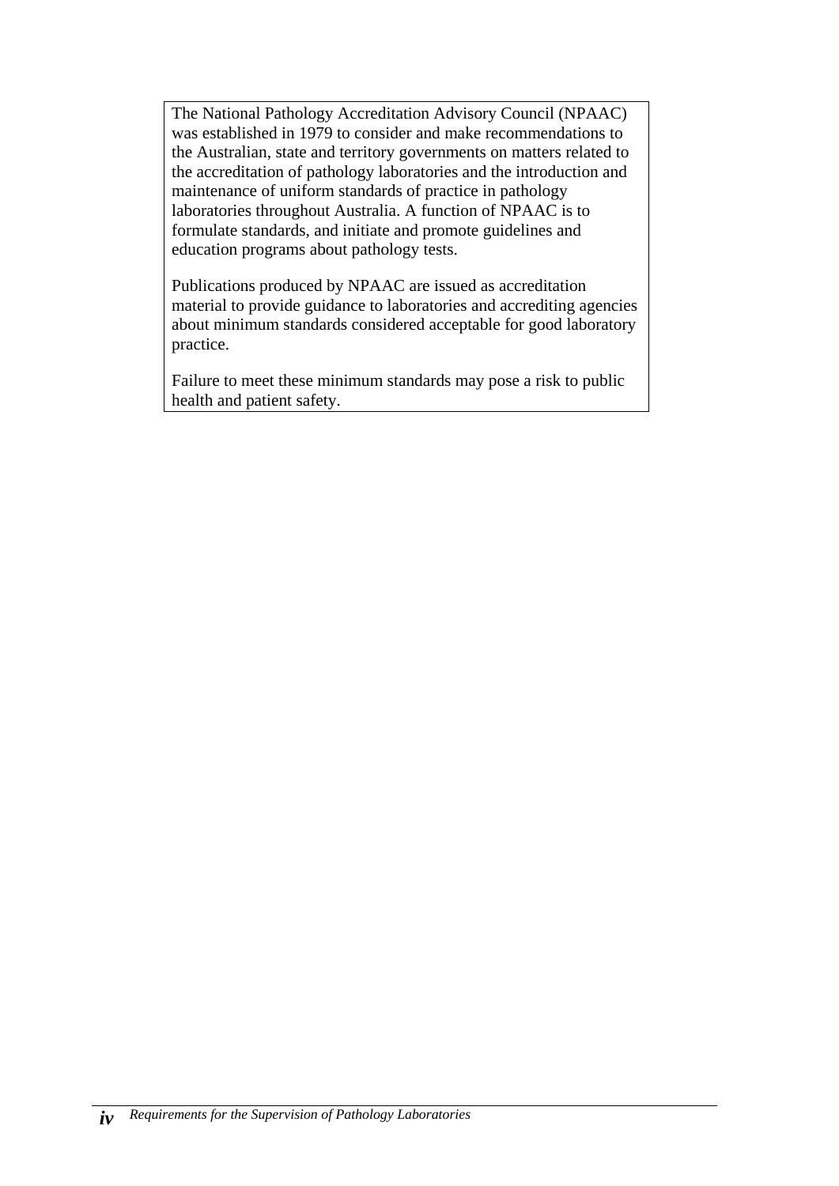The National Pathology Accreditation Advisory Council (NPAAC) was established in 1979 to consider and make recommendations to the Australian, state and territory governments on matters related to the accreditation of pathology laboratories and the introduction and maintenance of uniform standards of practice in pathology laboratories throughout Australia. A function of NPAAC is to formulate standards, and initiate and promote guidelines and education programs about pathology tests.

Publications produced by NPAAC are issued as accreditation material to provide guidance to laboratories and accrediting agencies about minimum standards considered acceptable for good laboratory practice.

Failure to meet these minimum standards may pose a risk to public health and patient safety.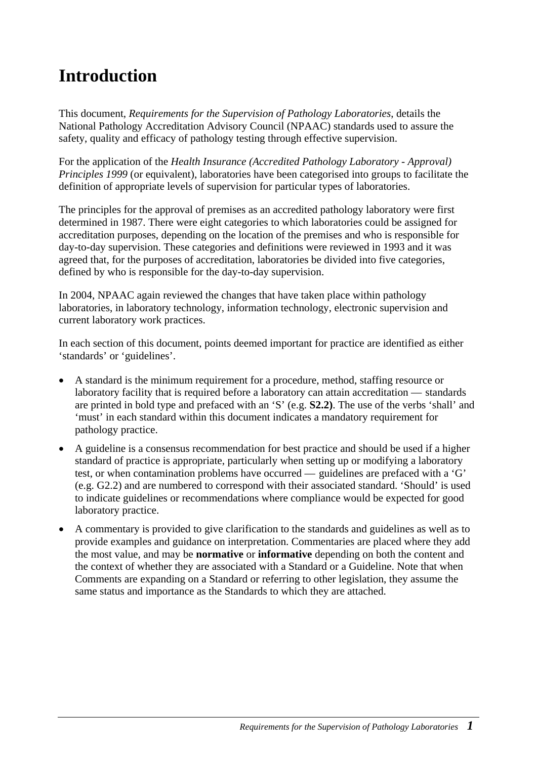# Introduction

This document, *Requirements for the Supervision of Pathology Laboratories*, details the National Pathology Accreditation Advisory Council (NPAAC) standards used to assure the safety, quality and efficacy of pathology testing through effective supervision.

For the application of the *Health Insurance (Accredited Pathology Laboratory - Approval) Principles 1999* (or equivalent), laboratories have been categorised into groups to facilitate the definition of appropriate levels of supervision for particular types of laboratories.

The principles for the approval of premises as an accredited pathology laboratory were first determined in 1987. There were eight categories to which laboratories could be assigned for accreditation purposes, depending on the location of the premises and who is responsible for day-to-day supervision. These categories and definitions were reviewed in 1993 and it was agreed that, for the purposes of accreditation, laboratories be divided into five categories, defined by who is responsible for the day-to-day supervision.

In 2004, NPAAC again reviewed the changes that have taken place within pathology laboratories, in laboratory technology, information technology, electronic supervision and current laboratory work practices.

In each section of this document, points deemed important for practice are identified as either 'standards' or 'guidelines'.

- A standard is the minimum requirement for a procedure, method, staffing resource or laboratory facility that is required before a laboratory can attain accreditation — standards are printed in bold type and prefaced with an 'S' (e.g. **S2.2)**. The use of the verbs 'shall' and 'must' in each standard within this document indicates a mandatory requirement for pathology practice.
- A guideline is a consensus recommendation for best practice and should be used if a higher standard of practice is appropriate, particularly when setting up or modifying a laboratory test, or when contamination problems have occurred — guidelines are prefaced with a 'G' (e.g. G2.2) and are numbered to correspond with their associated standard. 'Should' is used to indicate guidelines or recommendations where compliance would be expected for good laboratory practice.
- A commentary is provided to give clarification to the standards and guidelines as well as to provide examples and guidance on interpretation. Commentaries are placed where they add the most value, and may be **normative** or **informative** depending on both the content and the context of whether they are associated with a Standard or a Guideline. Note that when Comments are expanding on a Standard or referring to other legislation, they assume the same status and importance as the Standards to which they are attached.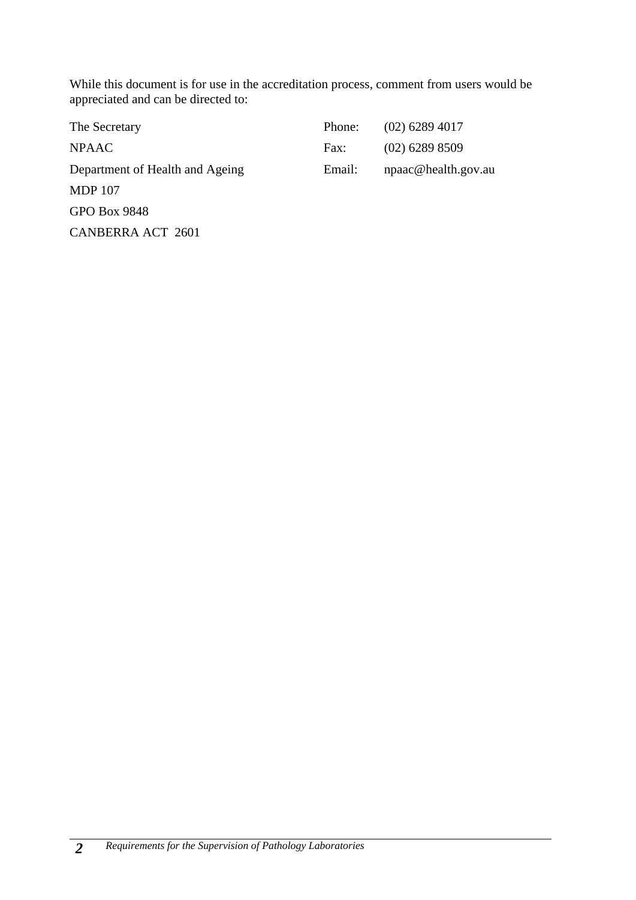While this document is for use in the accreditation process, comment from users would be appreciated and can be directed to:

| | | |
|---|---|---|
| The Secretary | Phone: | (02) 6289 4017 |
| NPAAC | Fax: | (02) 6289 8509 |
| Department of Health and Ageing | Email: | npaac@health.gov.au |
| MDP 107 | | |
| GPO Box 9848 | | |
| CANBERRA ACT 2601 | | |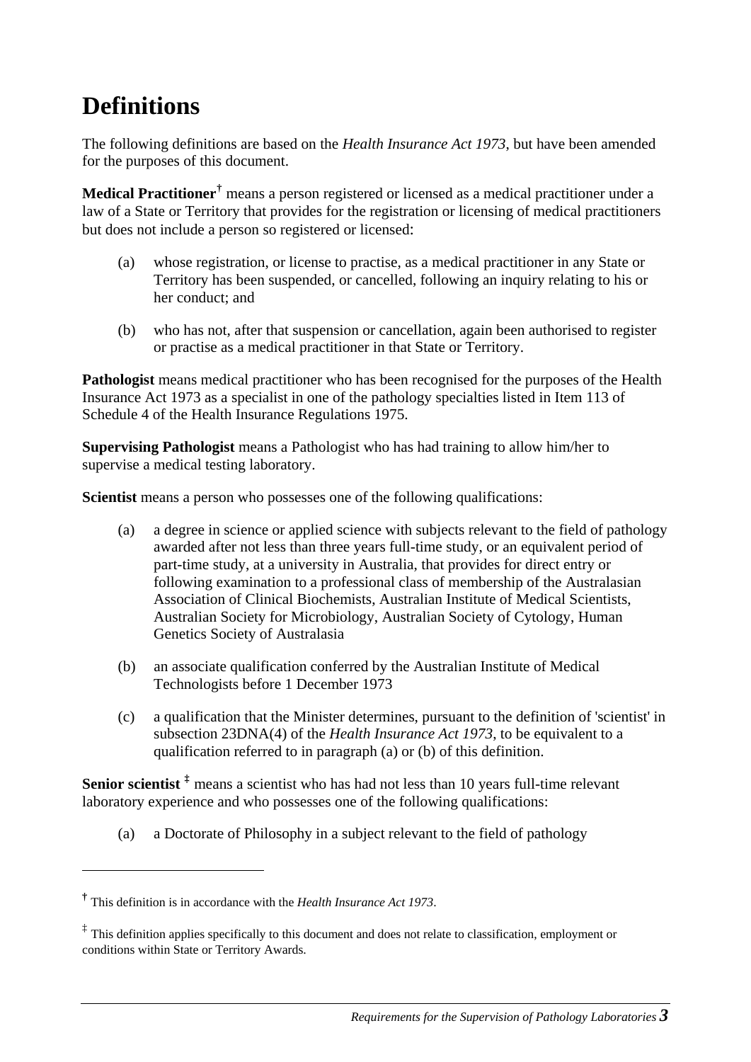# Definitions

The following definitions are based on the *Health Insurance Act 1973*, but have been amended for the purposes of this document.

**Medical Practitioner**[†] means a person registered or licensed as a medical practitioner under a law of a State or Territory that provides for the registration or licensing of medical practitioners but does not include a person so registered or licensed:

(a) whose registration, or license to practise, as a medical practitioner in any State or Territory has been suspended, or cancelled, following an inquiry relating to his or her conduct; and

(b) who has not, after that suspension or cancellation, again been authorised to register or practise as a medical practitioner in that State or Territory.

**Pathologist** means medical practitioner who has been recognised for the purposes of the Health Insurance Act 1973 as a specialist in one of the pathology specialties listed in Item 113 of Schedule 4 of the Health Insurance Regulations 1975.

**Supervising Pathologist** means a Pathologist who has had training to allow him/her to supervise a medical testing laboratory.

**Scientist** means a person who possesses one of the following qualifications:

(a) a degree in science or applied science with subjects relevant to the field of pathology awarded after not less than three years full-time study, or an equivalent period of part-time study, at a university in Australia, that provides for direct entry or following examination to a professional class of membership of the Australasian Association of Clinical Biochemists, Australian Institute of Medical Scientists, Australian Society for Microbiology, Australian Society of Cytology, Human Genetics Society of Australasia

(b) an associate qualification conferred by the Australian Institute of Medical Technologists before 1 December 1973

(c) a qualification that the Minister determines, pursuant to the definition of 'scientist' in subsection 23DNA(4) of the *Health Insurance Act 1973*, to be equivalent to a qualification referred to in paragraph (a) or (b) of this definition.

**Senior scientist** [‡] means a scientist who has had not less than 10 years full-time relevant laboratory experience and who possesses one of the following qualifications:

(a) a Doctorate of Philosophy in a subject relevant to the field of pathology

---

[†] This definition is in accordance with the *Health Insurance Act 1973*.

[‡] This definition applies specifically to this document and does not relate to classification, employment or conditions within State or Territory Awards.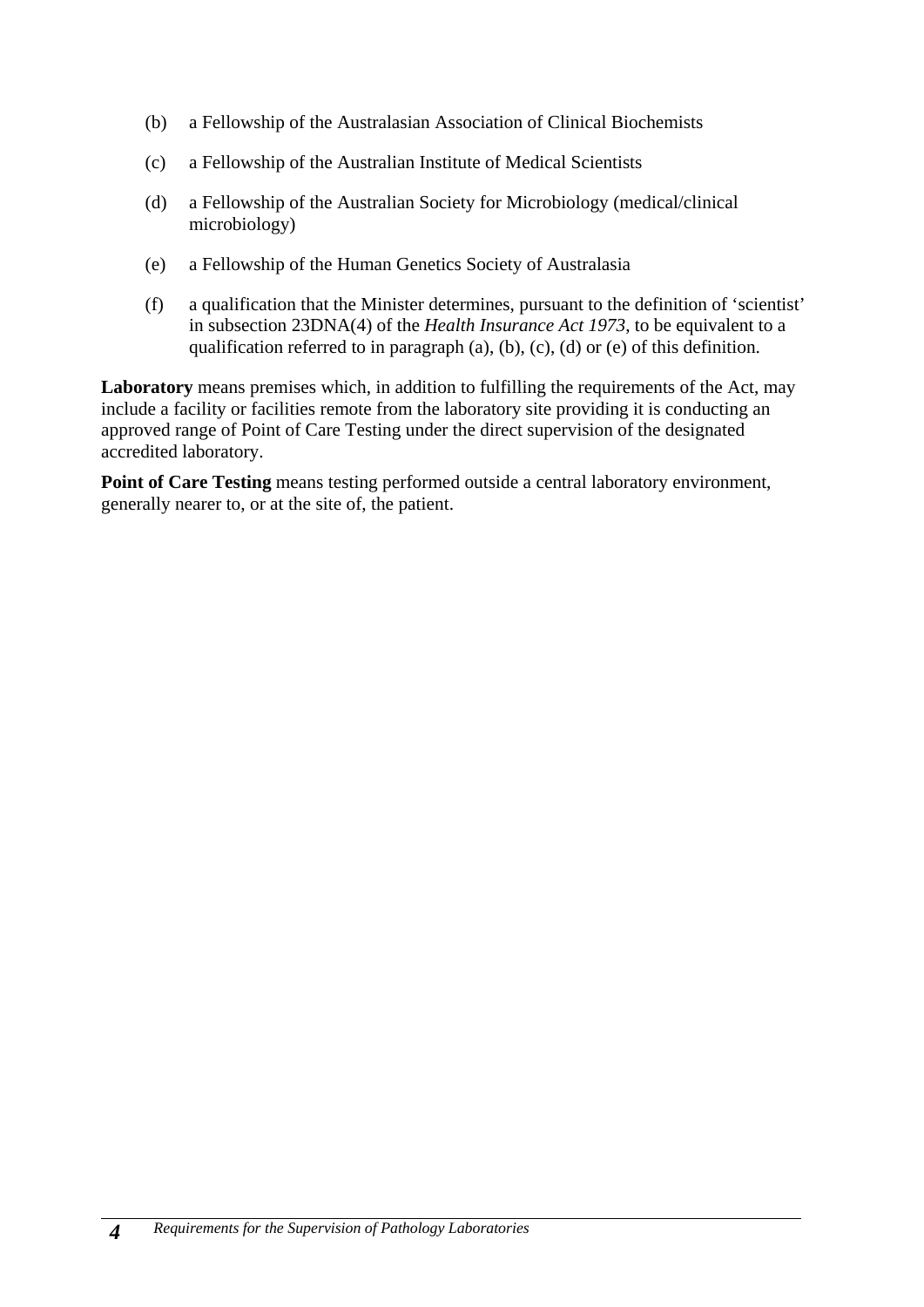(b) a Fellowship of the Australasian Association of Clinical Biochemists

(c) a Fellowship of the Australian Institute of Medical Scientists

(d) a Fellowship of the Australian Society for Microbiology (medical/clinical microbiology)

(e) a Fellowship of the Human Genetics Society of Australasia

(f) a qualification that the Minister determines, pursuant to the definition of 'scientist' in subsection 23DNA(4) of the *Health Insurance Act 1973*, to be equivalent to a qualification referred to in paragraph (a), (b), (c), (d) or (e) of this definition.

**Laboratory** means premises which, in addition to fulfilling the requirements of the Act, may include a facility or facilities remote from the laboratory site providing it is conducting an approved range of Point of Care Testing under the direct supervision of the designated accredited laboratory.

**Point of Care Testing** means testing performed outside a central laboratory environment, generally nearer to, or at the site of, the patient.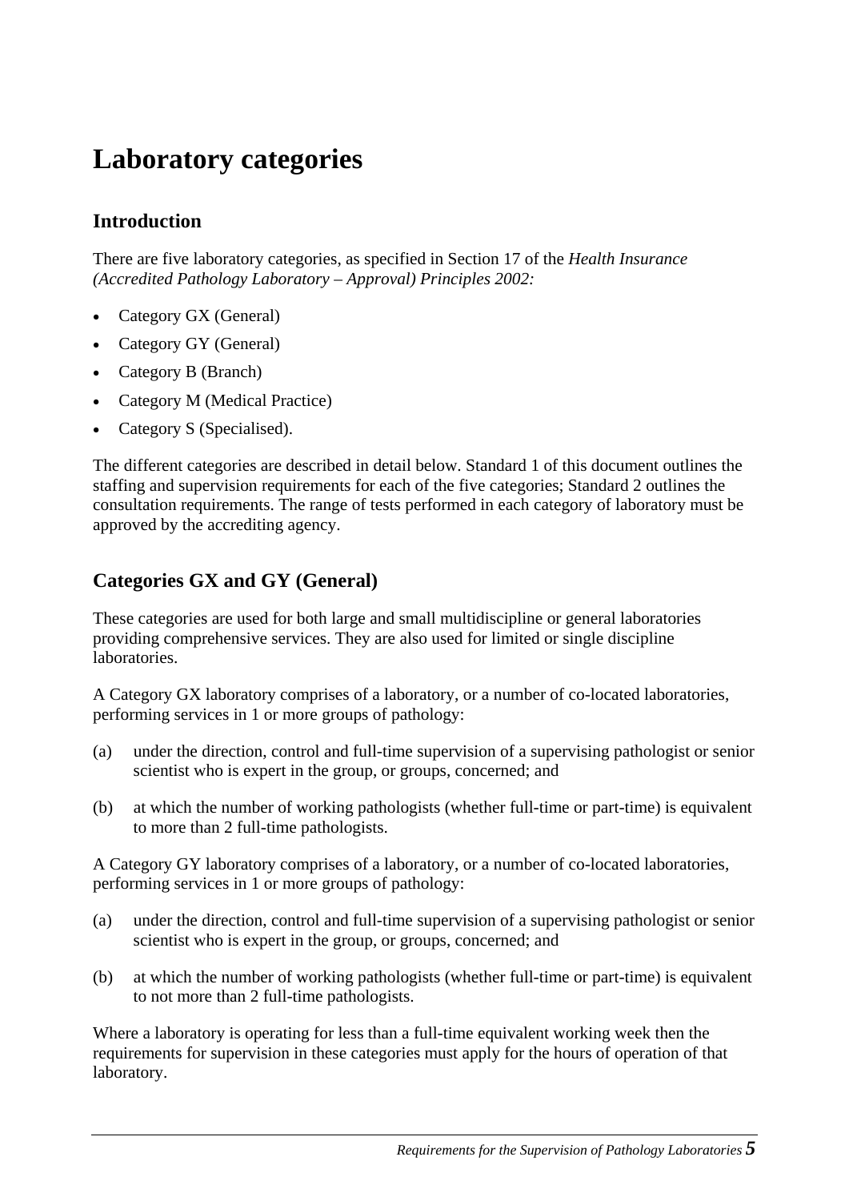# Laboratory categories

## Introduction

There are five laboratory categories, as specified in Section 17 of the *Health Insurance (Accredited Pathology Laboratory – Approval) Principles 2002:*

- Category GX (General)
- Category GY (General)
- Category B (Branch)
- Category M (Medical Practice)
- Category S (Specialised).

The different categories are described in detail below. Standard 1 of this document outlines the staffing and supervision requirements for each of the five categories; Standard 2 outlines the consultation requirements. The range of tests performed in each category of laboratory must be approved by the accrediting agency.

## Categories GX and GY (General)

These categories are used for both large and small multidiscipline or general laboratories providing comprehensive services. They are also used for limited or single discipline laboratories.

A Category GX laboratory comprises of a laboratory, or a number of co-located laboratories, performing services in 1 or more groups of pathology:

(a) under the direction, control and full-time supervision of a supervising pathologist or senior scientist who is expert in the group, or groups, concerned; and

(b) at which the number of working pathologists (whether full-time or part-time) is equivalent to more than 2 full-time pathologists.

A Category GY laboratory comprises of a laboratory, or a number of co-located laboratories, performing services in 1 or more groups of pathology:

(a) under the direction, control and full-time supervision of a supervising pathologist or senior scientist who is expert in the group, or groups, concerned; and

(b) at which the number of working pathologists (whether full-time or part-time) is equivalent to not more than 2 full-time pathologists.

Where a laboratory is operating for less than a full-time equivalent working week then the requirements for supervision in these categories must apply for the hours of operation of that laboratory.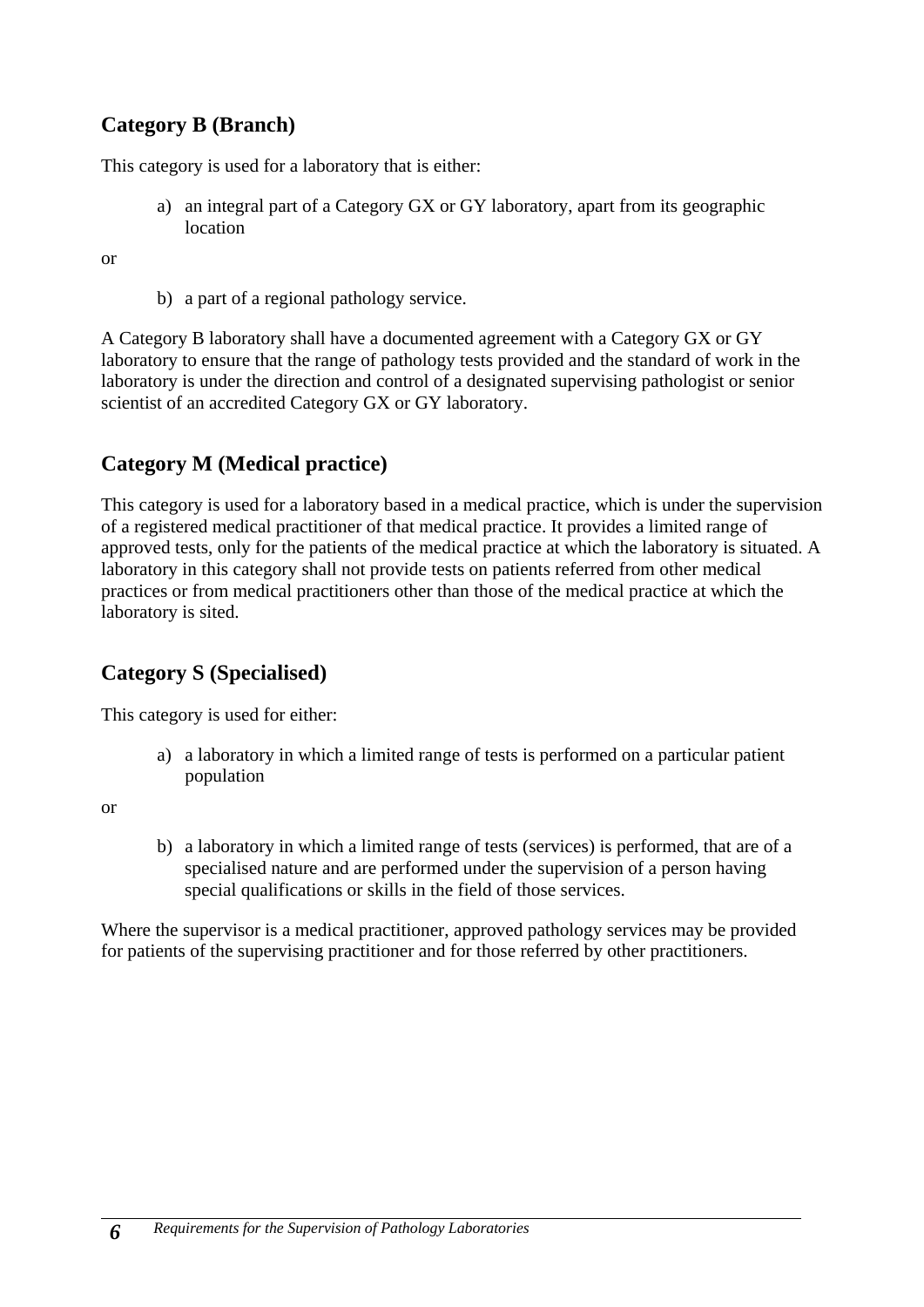## Category B (Branch)

This category is used for a laboratory that is either:

a) an integral part of a Category GX or GY laboratory, apart from its geographic location

or

b) a part of a regional pathology service.

A Category B laboratory shall have a documented agreement with a Category GX or GY laboratory to ensure that the range of pathology tests provided and the standard of work in the laboratory is under the direction and control of a designated supervising pathologist or senior scientist of an accredited Category GX or GY laboratory.

## Category M (Medical practice)

This category is used for a laboratory based in a medical practice, which is under the supervision of a registered medical practitioner of that medical practice. It provides a limited range of approved tests, only for the patients of the medical practice at which the laboratory is situated. A laboratory in this category shall not provide tests on patients referred from other medical practices or from medical practitioners other than those of the medical practice at which the laboratory is sited.

## Category S (Specialised)

This category is used for either:

a) a laboratory in which a limited range of tests is performed on a particular patient population

or

b) a laboratory in which a limited range of tests (services) is performed, that are of a specialised nature and are performed under the supervision of a person having special qualifications or skills in the field of those services.

Where the supervisor is a medical practitioner, approved pathology services may be provided for patients of the supervising practitioner and for those referred by other practitioners.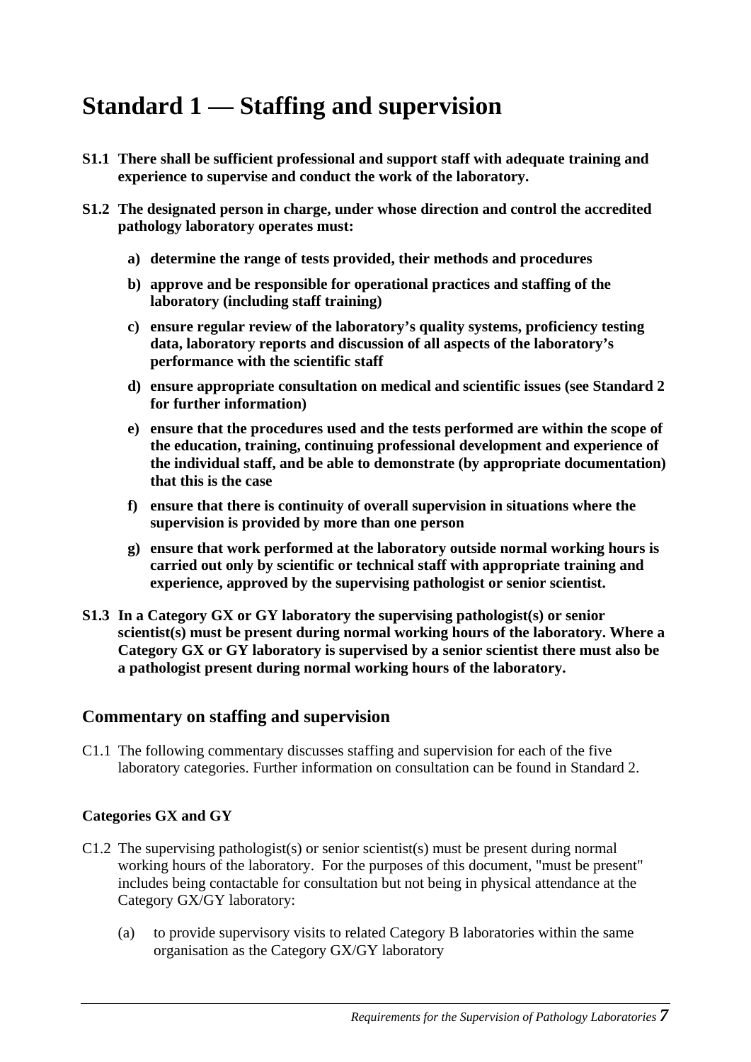# Standard 1 — Staffing and supervision

**S1.1 There shall be sufficient professional and support staff with adequate training and experience to supervise and conduct the work of the laboratory.**

**S1.2 The designated person in charge, under whose direction and control the accredited pathology laboratory operates must:**

- **a) determine the range of tests provided, their methods and procedures**
- **b) approve and be responsible for operational practices and staffing of the laboratory (including staff training)**
- **c) ensure regular review of the laboratory's quality systems, proficiency testing data, laboratory reports and discussion of all aspects of the laboratory's performance with the scientific staff**
- **d) ensure appropriate consultation on medical and scientific issues (see Standard 2 for further information)**
- **e) ensure that the procedures used and the tests performed are within the scope of the education, training, continuing professional development and experience of the individual staff, and be able to demonstrate (by appropriate documentation) that this is the case**
- **f) ensure that there is continuity of overall supervision in situations where the supervision is provided by more than one person**
- **g) ensure that work performed at the laboratory outside normal working hours is carried out only by scientific or technical staff with appropriate training and experience, approved by the supervising pathologist or senior scientist.**

**S1.3 In a Category GX or GY laboratory the supervising pathologist(s) or senior scientist(s) must be present during normal working hours of the laboratory. Where a Category GX or GY laboratory is supervised by a senior scientist there must also be a pathologist present during normal working hours of the laboratory.**

## Commentary on staffing and supervision

C1.1 The following commentary discusses staffing and supervision for each of the five laboratory categories. Further information on consultation can be found in Standard 2.

### Categories GX and GY

C1.2 The supervising pathologist(s) or senior scientist(s) must be present during normal working hours of the laboratory. For the purposes of this document, "must be present" includes being contactable for consultation but not being in physical attendance at the Category GX/GY laboratory:

(a) to provide supervisory visits to related Category B laboratories within the same organisation as the Category GX/GY laboratory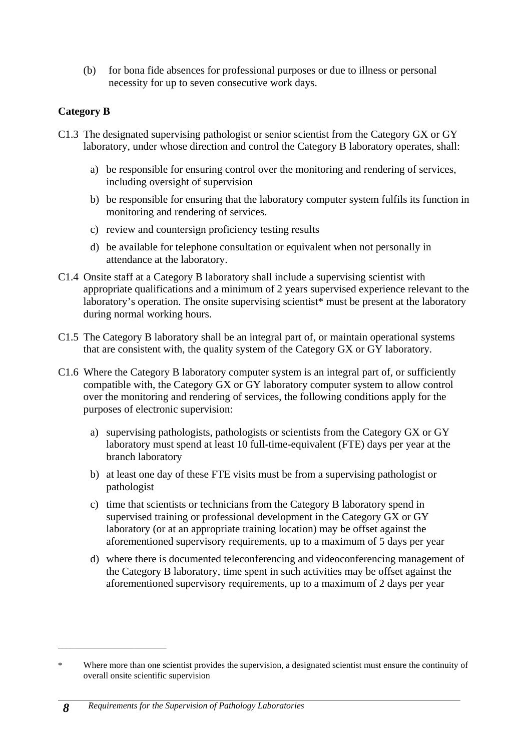(b) for bona fide absences for professional purposes or due to illness or personal necessity for up to seven consecutive work days.

**Category B**

C1.3 The designated supervising pathologist or senior scientist from the Category GX or GY laboratory, under whose direction and control the Category B laboratory operates, shall:

a) be responsible for ensuring control over the monitoring and rendering of services, including oversight of supervision

b) be responsible for ensuring that the laboratory computer system fulfils its function in monitoring and rendering of services.

c) review and countersign proficiency testing results

d) be available for telephone consultation or equivalent when not personally in attendance at the laboratory.

C1.4 Onsite staff at a Category B laboratory shall include a supervising scientist with appropriate qualifications and a minimum of 2 years supervised experience relevant to the laboratory's operation. The onsite supervising scientist* must be present at the laboratory during normal working hours.

C1.5 The Category B laboratory shall be an integral part of, or maintain operational systems that are consistent with, the quality system of the Category GX or GY laboratory.

C1.6 Where the Category B laboratory computer system is an integral part of, or sufficiently compatible with, the Category GX or GY laboratory computer system to allow control over the monitoring and rendering of services, the following conditions apply for the purposes of electronic supervision:

a) supervising pathologists, pathologists or scientists from the Category GX or GY laboratory must spend at least 10 full-time-equivalent (FTE) days per year at the branch laboratory

b) at least one day of these FTE visits must be from a supervising pathologist or pathologist

c) time that scientists or technicians from the Category B laboratory spend in supervised training or professional development in the Category GX or GY laboratory (or at an appropriate training location) may be offset against the aforementioned supervisory requirements, up to a maximum of 5 days per year

d) where there is documented teleconferencing and videoconferencing management of the Category B laboratory, time spent in such activities may be offset against the aforementioned supervisory requirements, up to a maximum of 2 days per year

---

* Where more than one scientist provides the supervision, a designated scientist must ensure the continuity of overall onsite scientific supervision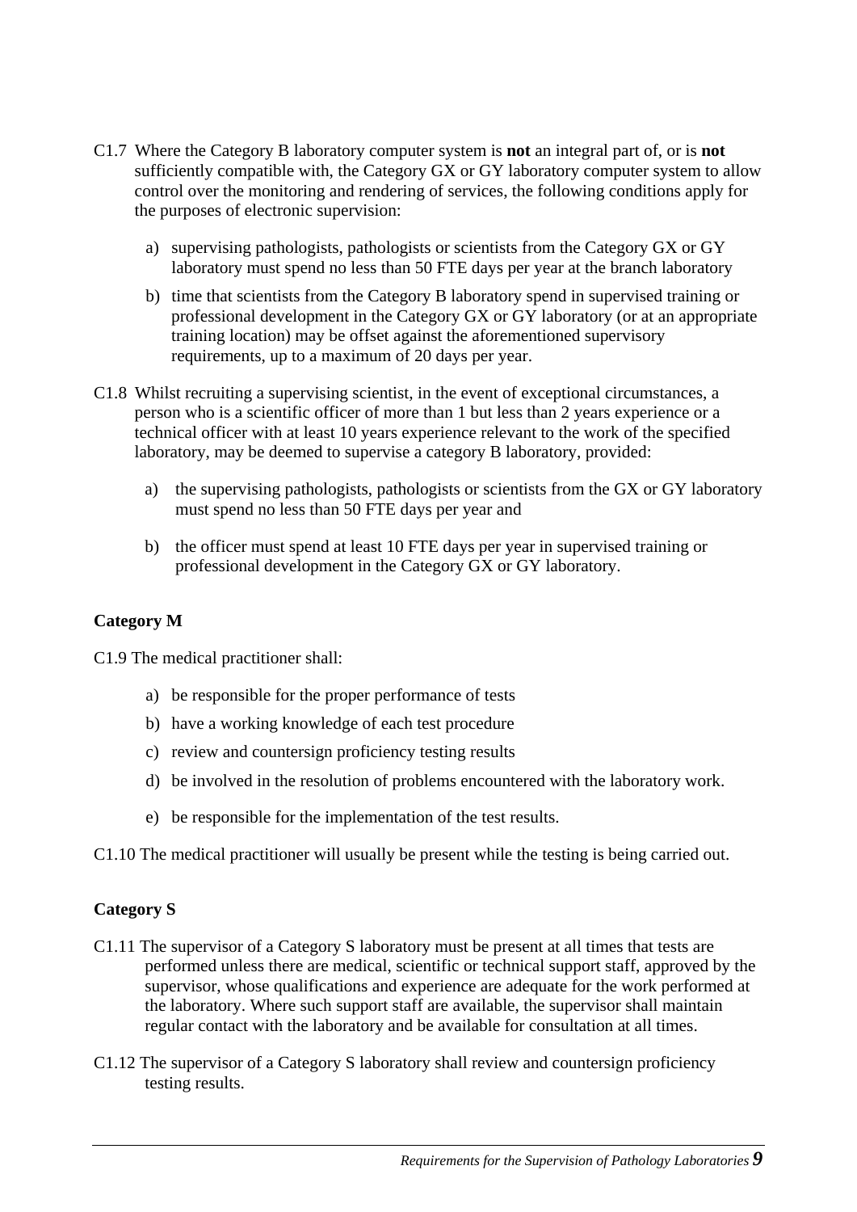C1.7 Where the Category B laboratory computer system is **not** an integral part of, or is **not** sufficiently compatible with, the Category GX or GY laboratory computer system to allow control over the monitoring and rendering of services, the following conditions apply for the purposes of electronic supervision:

a) supervising pathologists, pathologists or scientists from the Category GX or GY laboratory must spend no less than 50 FTE days per year at the branch laboratory

b) time that scientists from the Category B laboratory spend in supervised training or professional development in the Category GX or GY laboratory (or at an appropriate training location) may be offset against the aforementioned supervisory requirements, up to a maximum of 20 days per year.

C1.8 Whilst recruiting a supervising scientist, in the event of exceptional circumstances, a person who is a scientific officer of more than 1 but less than 2 years experience or a technical officer with at least 10 years experience relevant to the work of the specified laboratory, may be deemed to supervise a category B laboratory, provided:

a) the supervising pathologists, pathologists or scientists from the GX or GY laboratory must spend no less than 50 FTE days per year and

b) the officer must spend at least 10 FTE days per year in supervised training or professional development in the Category GX or GY laboratory.

**Category M**

C1.9 The medical practitioner shall:

a) be responsible for the proper performance of tests

b) have a working knowledge of each test procedure

c) review and countersign proficiency testing results

d) be involved in the resolution of problems encountered with the laboratory work.

e) be responsible for the implementation of the test results.

C1.10 The medical practitioner will usually be present while the testing is being carried out.

**Category S**

C1.11 The supervisor of a Category S laboratory must be present at all times that tests are performed unless there are medical, scientific or technical support staff, approved by the supervisor, whose qualifications and experience are adequate for the work performed at the laboratory. Where such support staff are available, the supervisor shall maintain regular contact with the laboratory and be available for consultation at all times.

C1.12 The supervisor of a Category S laboratory shall review and countersign proficiency testing results.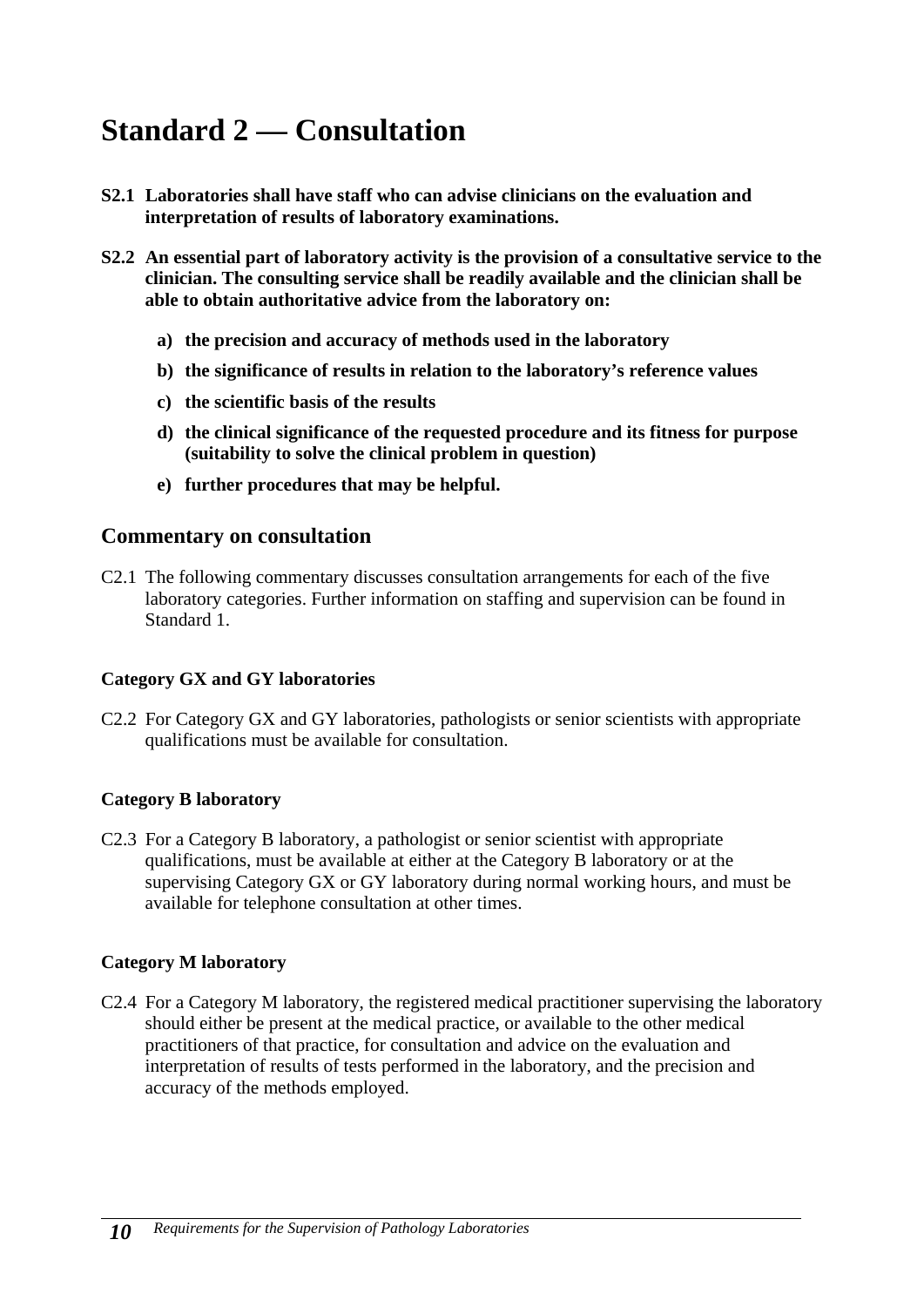# Standard 2 — Consultation

**S2.1 Laboratories shall have staff who can advise clinicians on the evaluation and interpretation of results of laboratory examinations.**

**S2.2 An essential part of laboratory activity is the provision of a consultative service to the clinician. The consulting service shall be readily available and the clinician shall be able to obtain authoritative advice from the laboratory on:**

**a) the precision and accuracy of methods used in the laboratory**

**b) the significance of results in relation to the laboratory's reference values**

**c) the scientific basis of the results**

**d) the clinical significance of the requested procedure and its fitness for purpose (suitability to solve the clinical problem in question)**

**e) further procedures that may be helpful.**

## Commentary on consultation

C2.1 The following commentary discusses consultation arrangements for each of the five laboratory categories. Further information on staffing and supervision can be found in Standard 1.

### Category GX and GY laboratories

C2.2 For Category GX and GY laboratories, pathologists or senior scientists with appropriate qualifications must be available for consultation.

### Category B laboratory

C2.3 For a Category B laboratory, a pathologist or senior scientist with appropriate qualifications, must be available at either at the Category B laboratory or at the supervising Category GX or GY laboratory during normal working hours, and must be available for telephone consultation at other times.

### Category M laboratory

C2.4 For a Category M laboratory, the registered medical practitioner supervising the laboratory should either be present at the medical practice, or available to the other medical practitioners of that practice, for consultation and advice on the evaluation and interpretation of results of tests performed in the laboratory, and the precision and accuracy of the methods employed.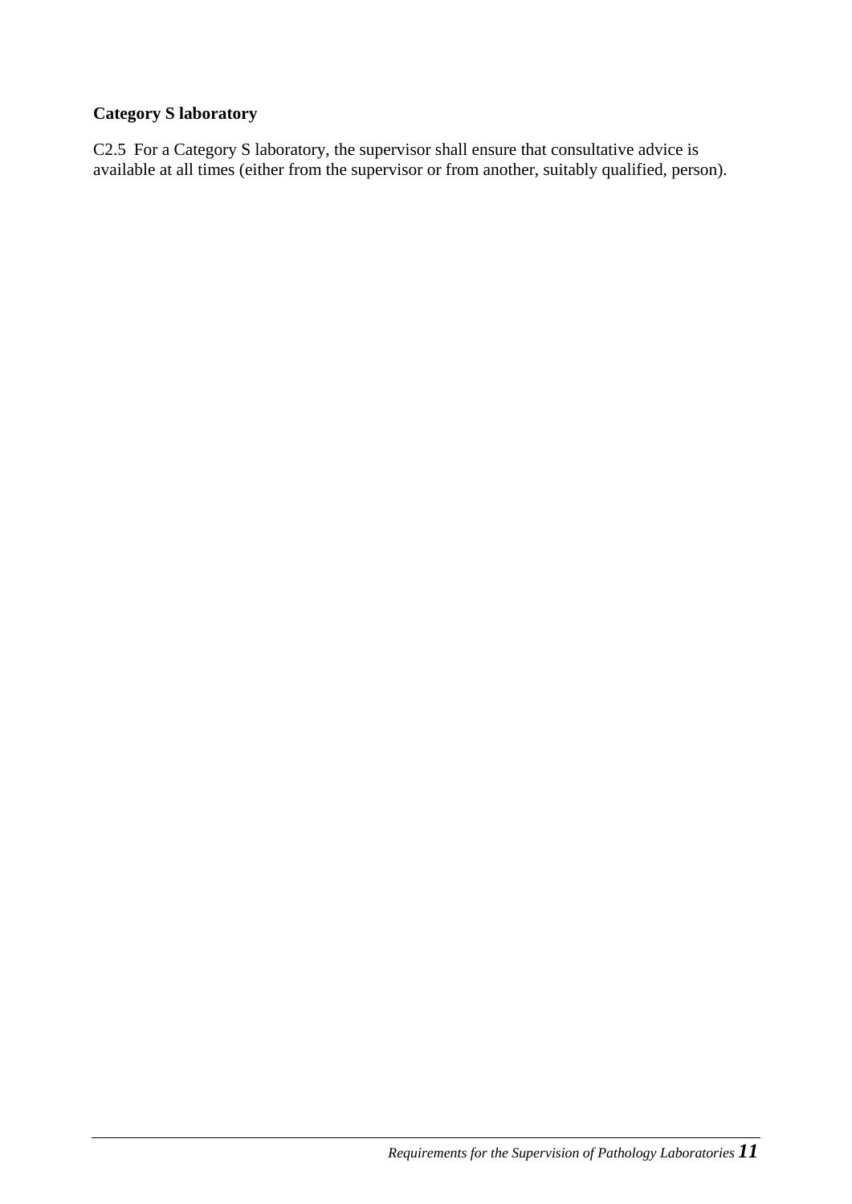**Category S laboratory**

C2.5 For a Category S laboratory, the supervisor shall ensure that consultative advice is available at all times (either from the supervisor or from another, suitably qualified, person).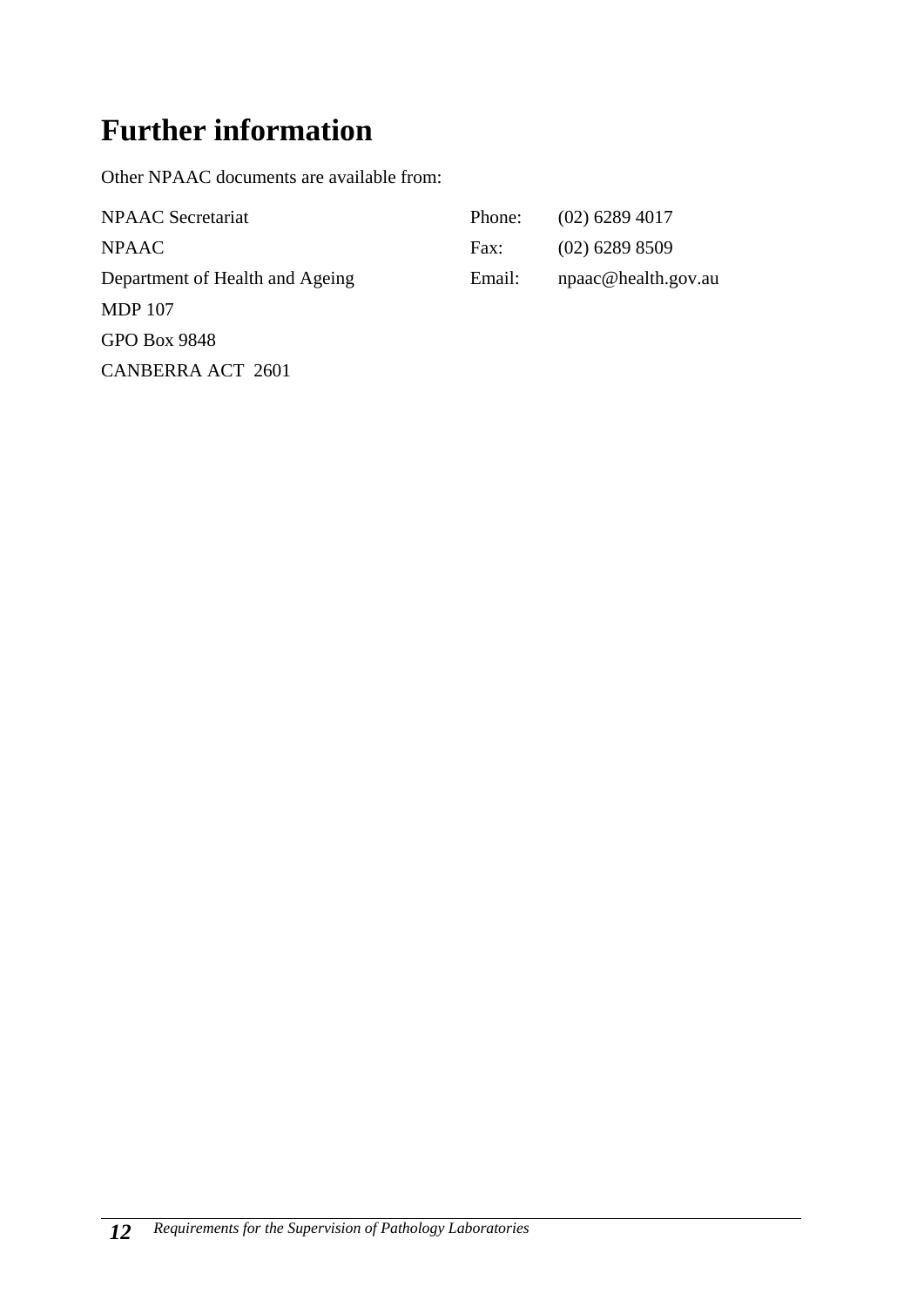# Further information

Other NPAAC documents are available from:

| | | |
|---|---|---|
| NPAAC Secretariat | Phone: | (02) 6289 4017 |
| NPAAC | Fax: | (02) 6289 8509 |
| Department of Health and Ageing | Email: | npaac@health.gov.au |
| MDP 107 | | |
| GPO Box 9848 | | |
| CANBERRA ACT 2601 | | |